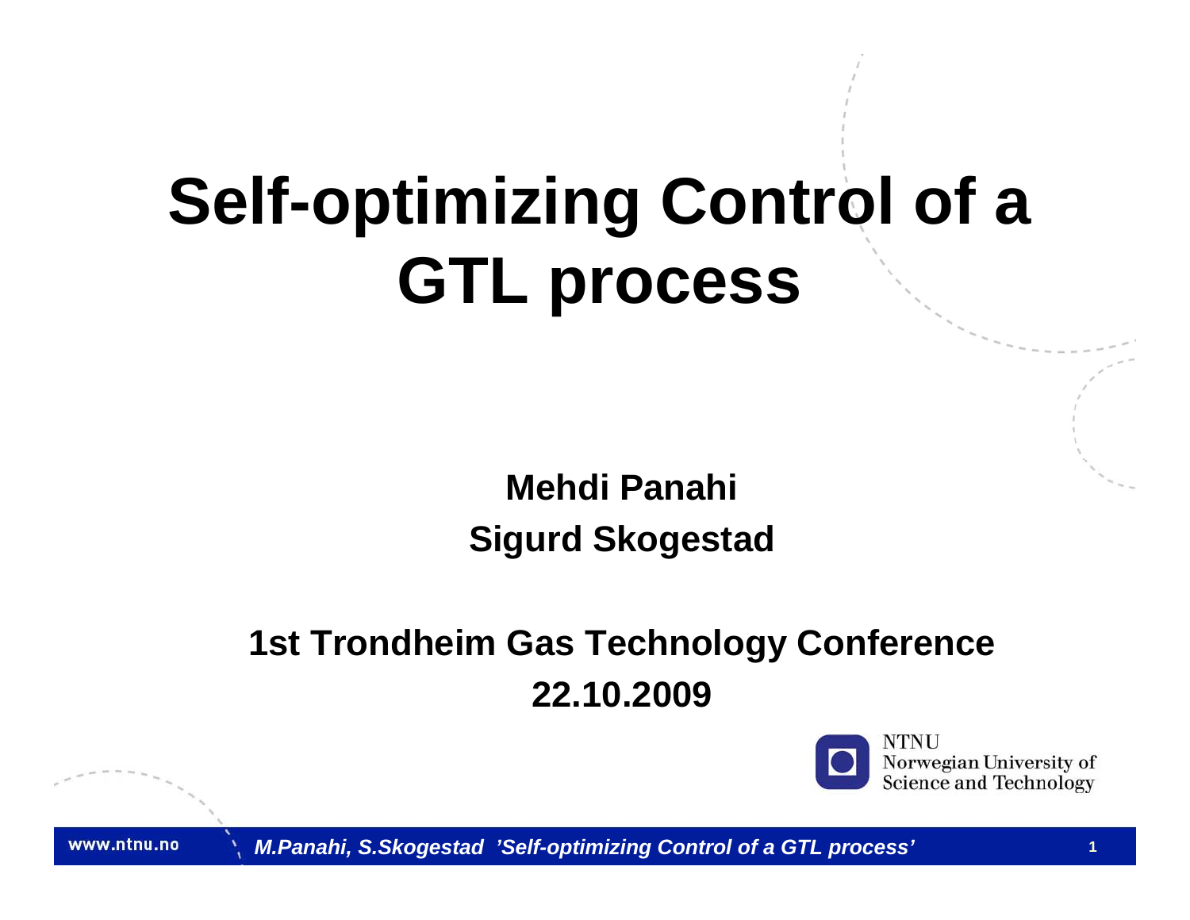# Self-optimizing Control of a GTL process

**Mehdi Panahi**

**Sigurd Skogestad**

**1st Trondheim Gas Technology Conference**

**22.10.2009**

NTNU
Norwegian University of
Science and Technology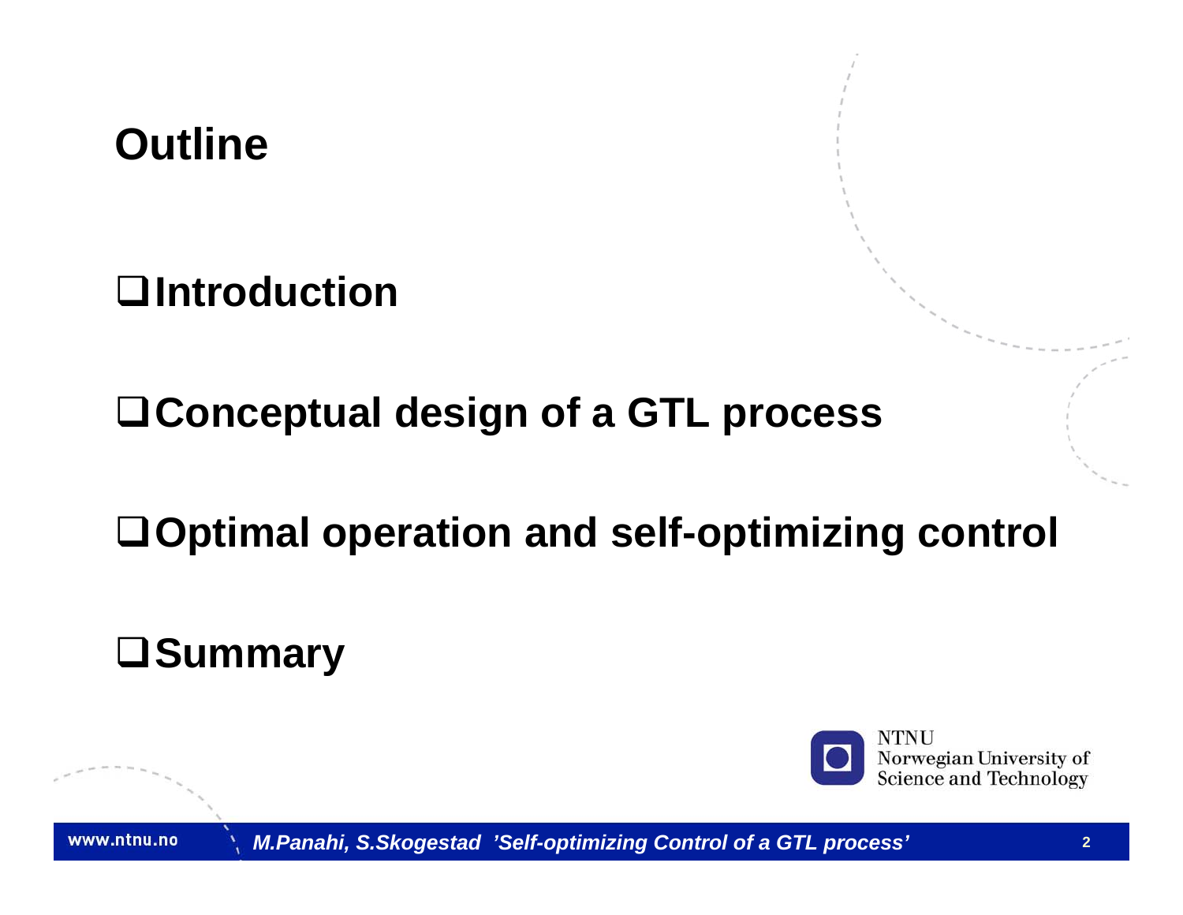# Outline

- Introduction
- Conceptual design of a GTL process
- Optimal operation and self-optimizing control
- Summary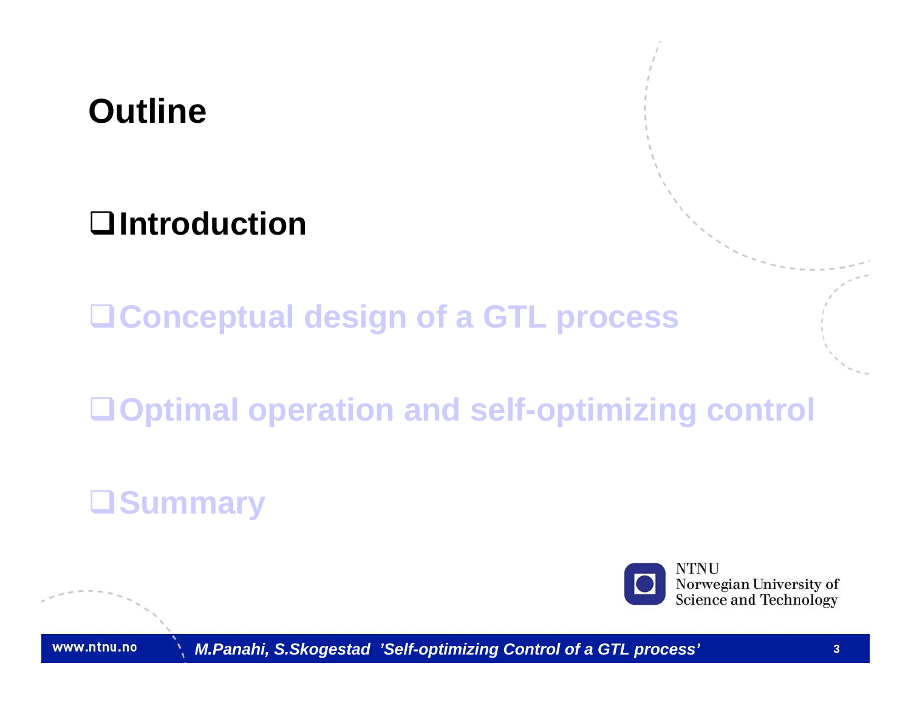# Outline

- Introduction
- Conceptual design of a GTL process
- Optimal operation and self-optimizing control
- Summary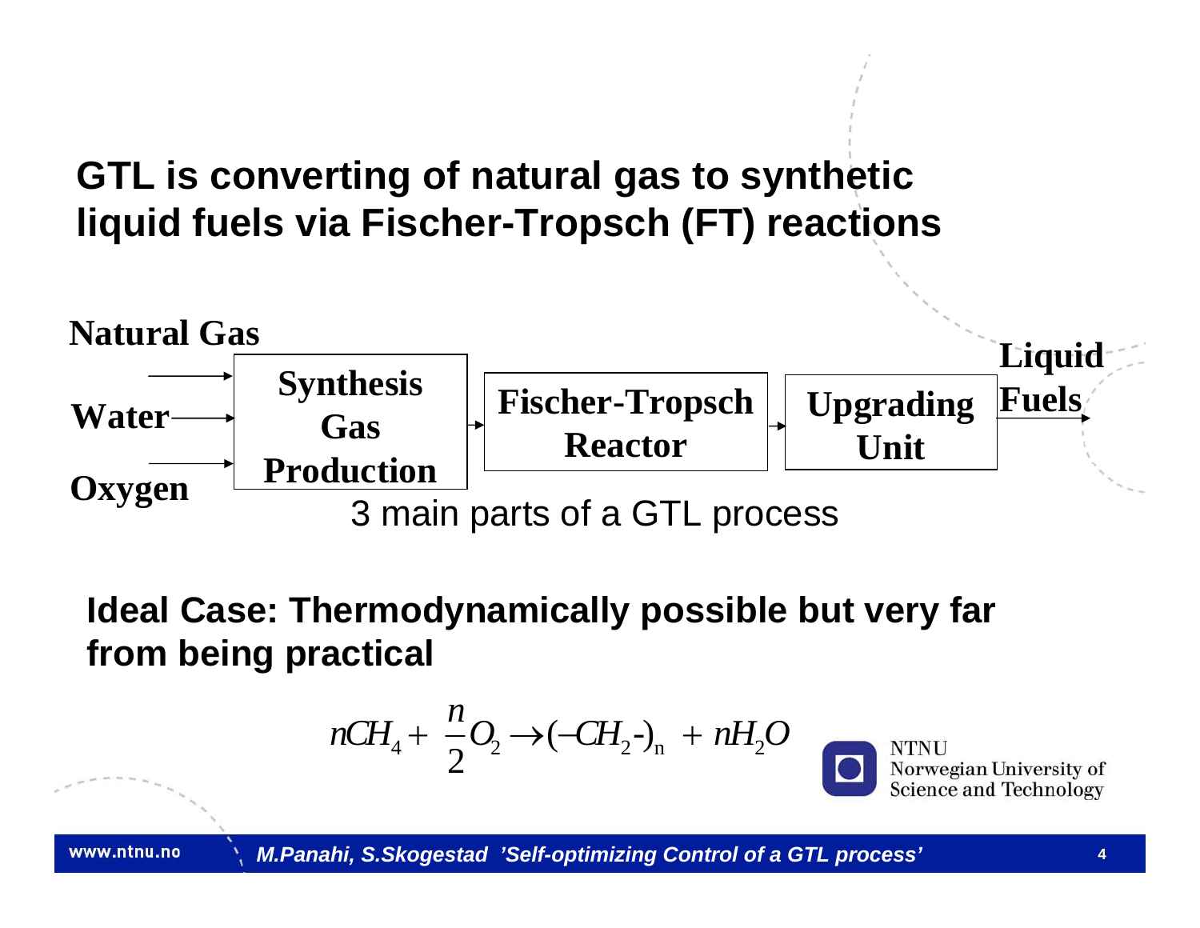## GTL is converting of natural gas to synthetic liquid fuels via Fischer-Tropsch (FT) reactions

Natural Gas, Water, Oxygen → **Synthesis Gas Production** → **Fischer-Tropsch Reactor** → **Upgrading Unit** → Liquid Fuels

3 main parts of a GTL process

**Ideal Case: Thermodynamically possible but very far from being practical**

$$nCH_4 + \frac{n}{2}O_2 \rightarrow (-CH_2-)_n + nH_2O$$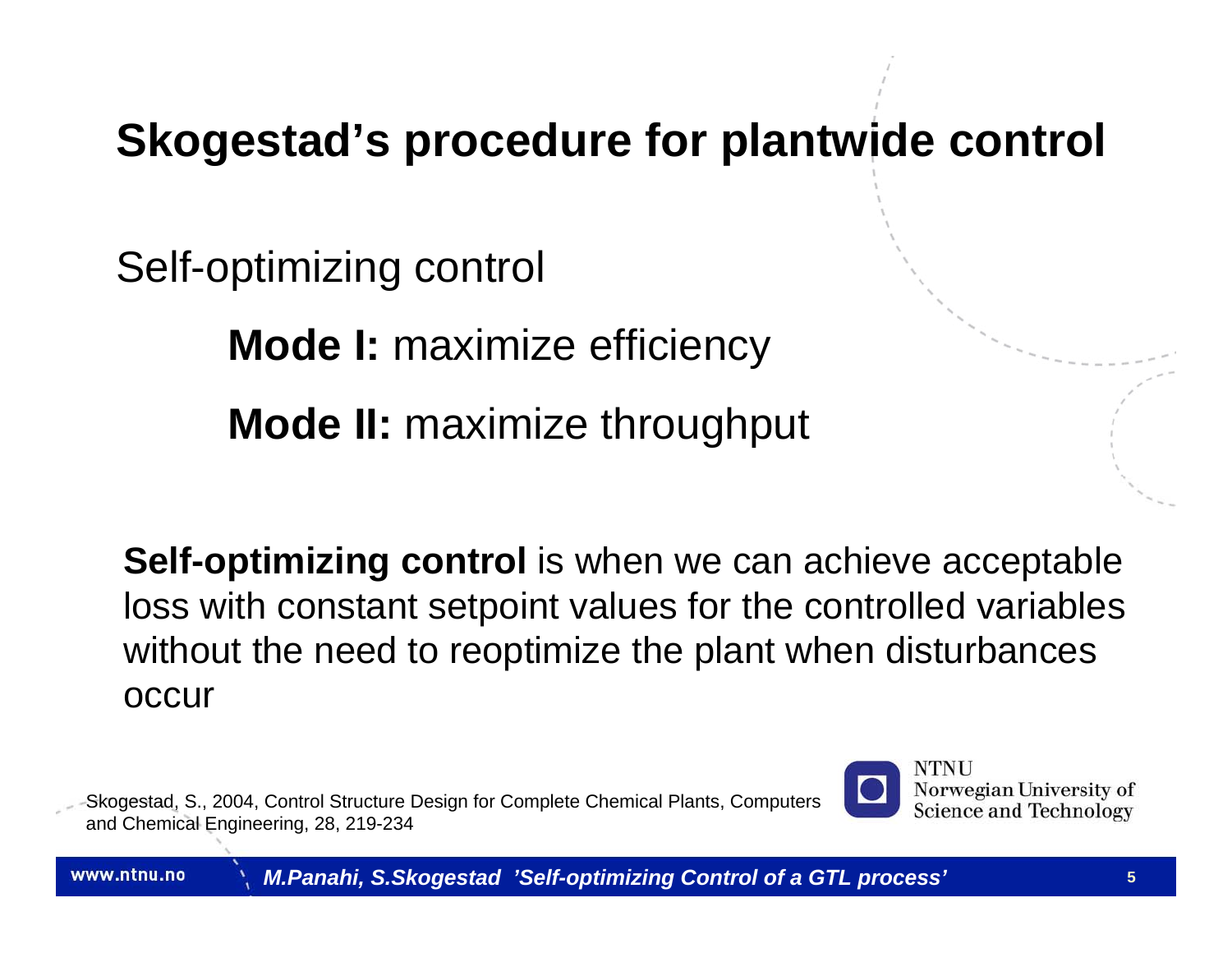# Skogestad's procedure for plantwide control

Self-optimizing control

**Mode I:** maximize efficiency

**Mode II:** maximize throughput

**Self-optimizing control** is when we can achieve acceptable loss with constant setpoint values for the controlled variables without the need to reoptimize the plant when disturbances occur

Skogestad, S., 2004, Control Structure Design for Complete Chemical Plants, Computers and Chemical Engineering, 28, 219-234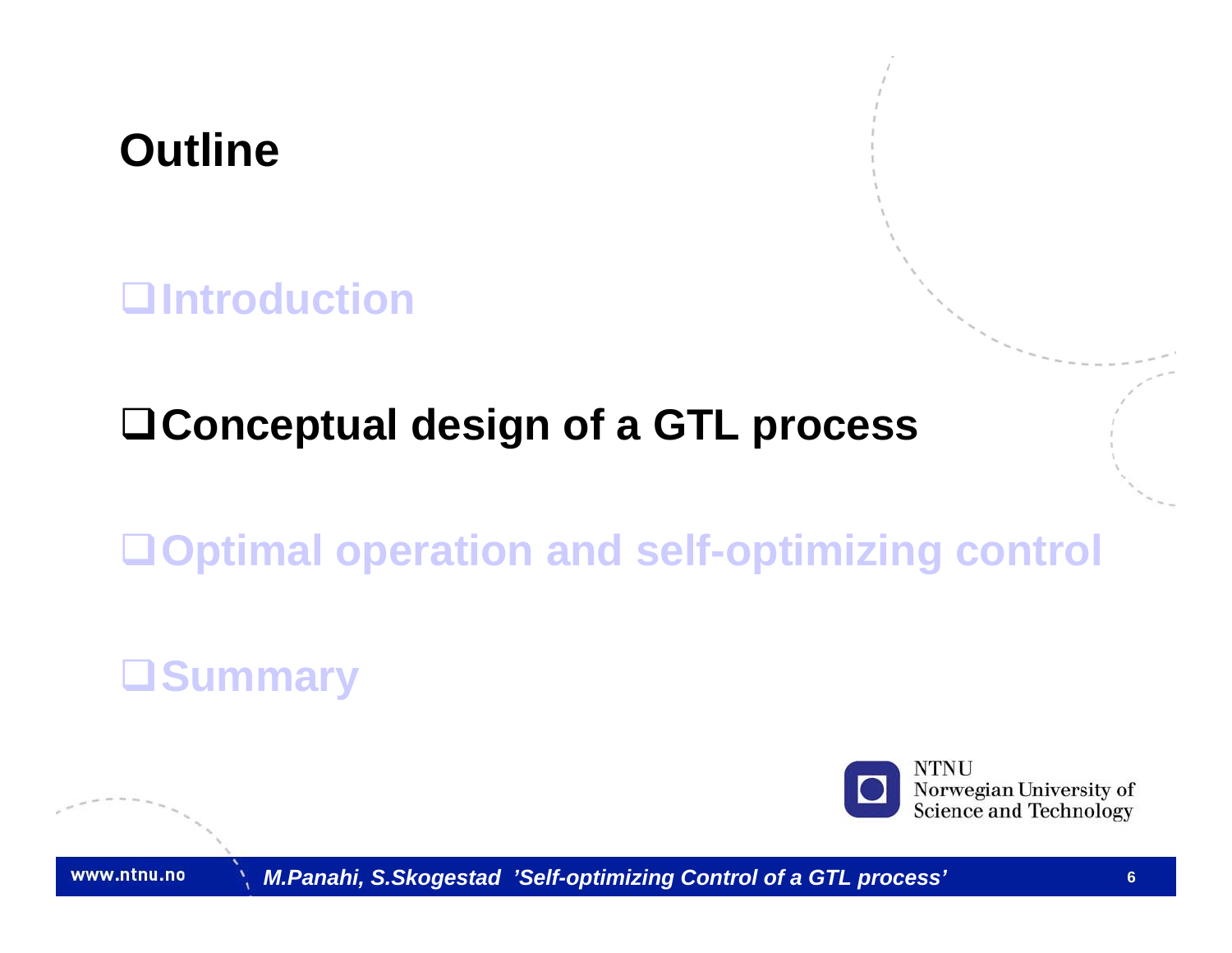# Outline

- Introduction
- **Conceptual design of a GTL process**
- Optimal operation and self-optimizing control
- Summary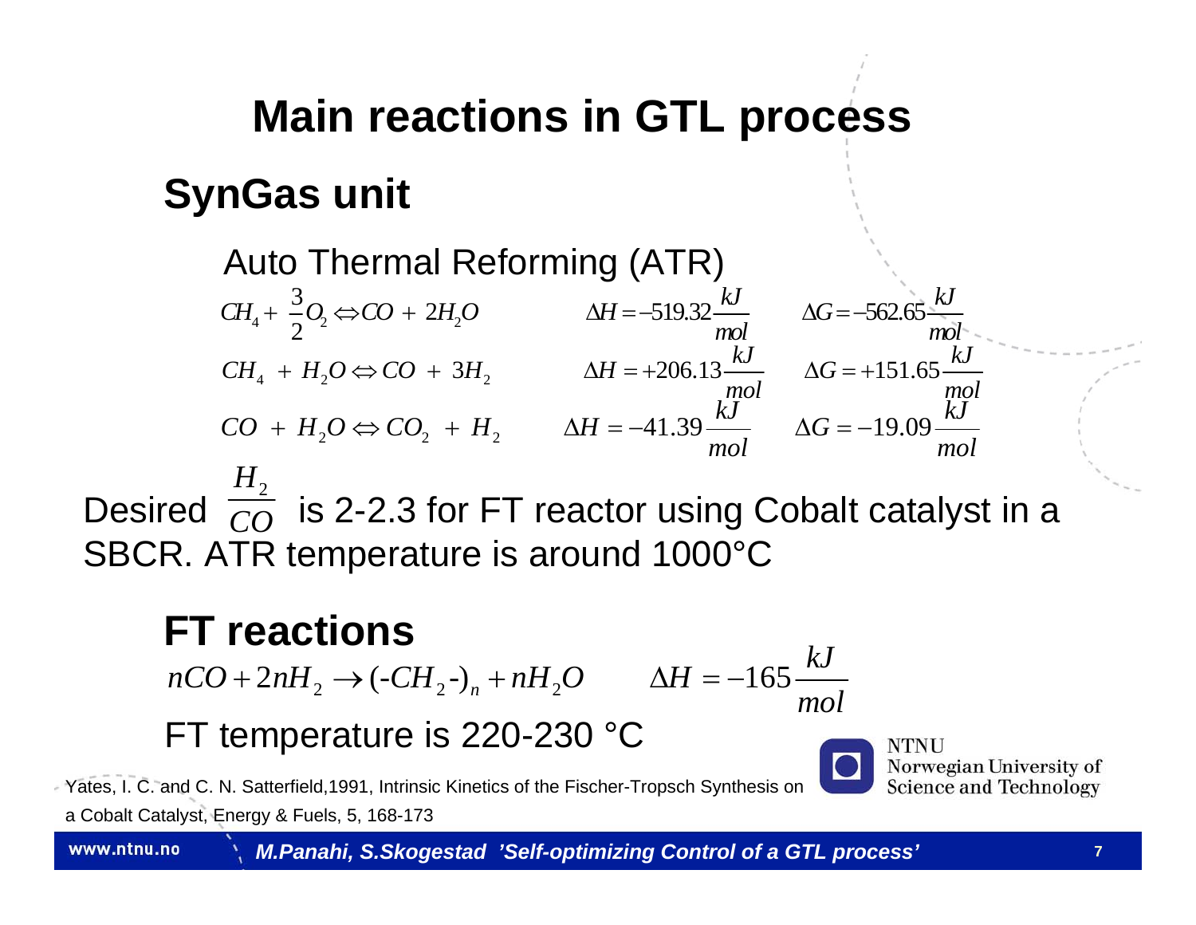# Main reactions in GTL process

## SynGas unit

Auto Thermal Reforming (ATR)

$$CH_4 + \frac{3}{2}O_2 \Leftrightarrow CO + 2H_2O \qquad \Delta H = -519.32\frac{kJ}{mol} \qquad \Delta G = -562.65\frac{kJ}{mol}$$

$$CH_4 + H_2O \Leftrightarrow CO + 3H_2 \qquad \Delta H = +206.13\frac{kJ}{mol} \qquad \Delta G = +151.65\frac{kJ}{mol}$$

$$CO + H_2O \Leftrightarrow CO_2 + H_2 \qquad \Delta H = -41.39\frac{kJ}{mol} \qquad \Delta G = -19.09\frac{kJ}{mol}$$

Desired $\frac{H_2}{CO}$ is 2-2.3 for FT reactor using Cobalt catalyst in a SBCR. ATR temperature is around 1000°C

## FT reactions

$$nCO + 2nH_2 \rightarrow (\text{-}CH_2\text{-})_n + nH_2O \qquad \Delta H = -165\frac{kJ}{mol}$$

FT temperature is 220-230 °C

Yates, I. C. and C. N. Satterfield,1991, Intrinsic Kinetics of the Fischer-Tropsch Synthesis on a Cobalt Catalyst, Energy & Fuels, 5, 168-173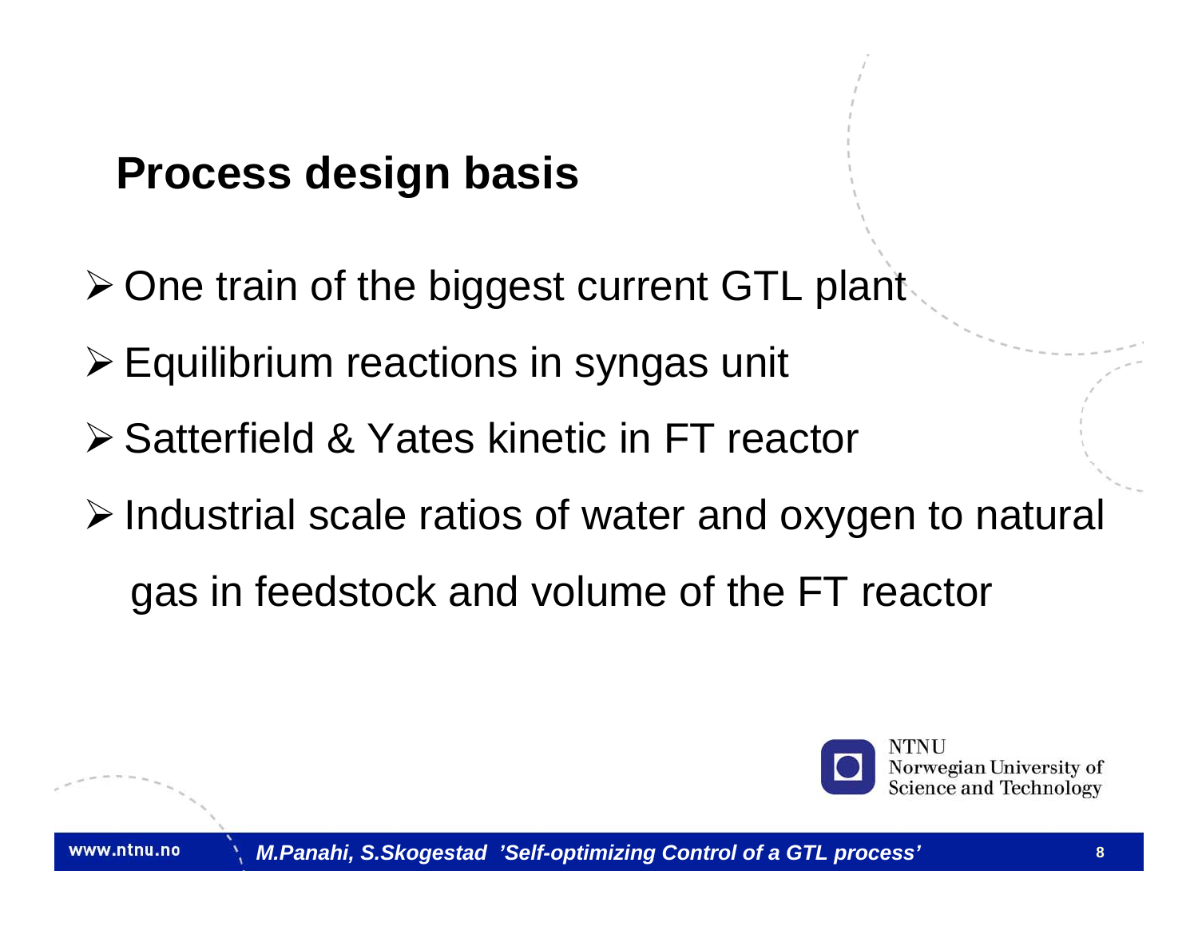# Process design basis

- One train of the biggest current GTL plant
- Equilibrium reactions in syngas unit
- Satterfield & Yates kinetic in FT reactor
- Industrial scale ratios of water and oxygen to natural gas in feedstock and volume of the FT reactor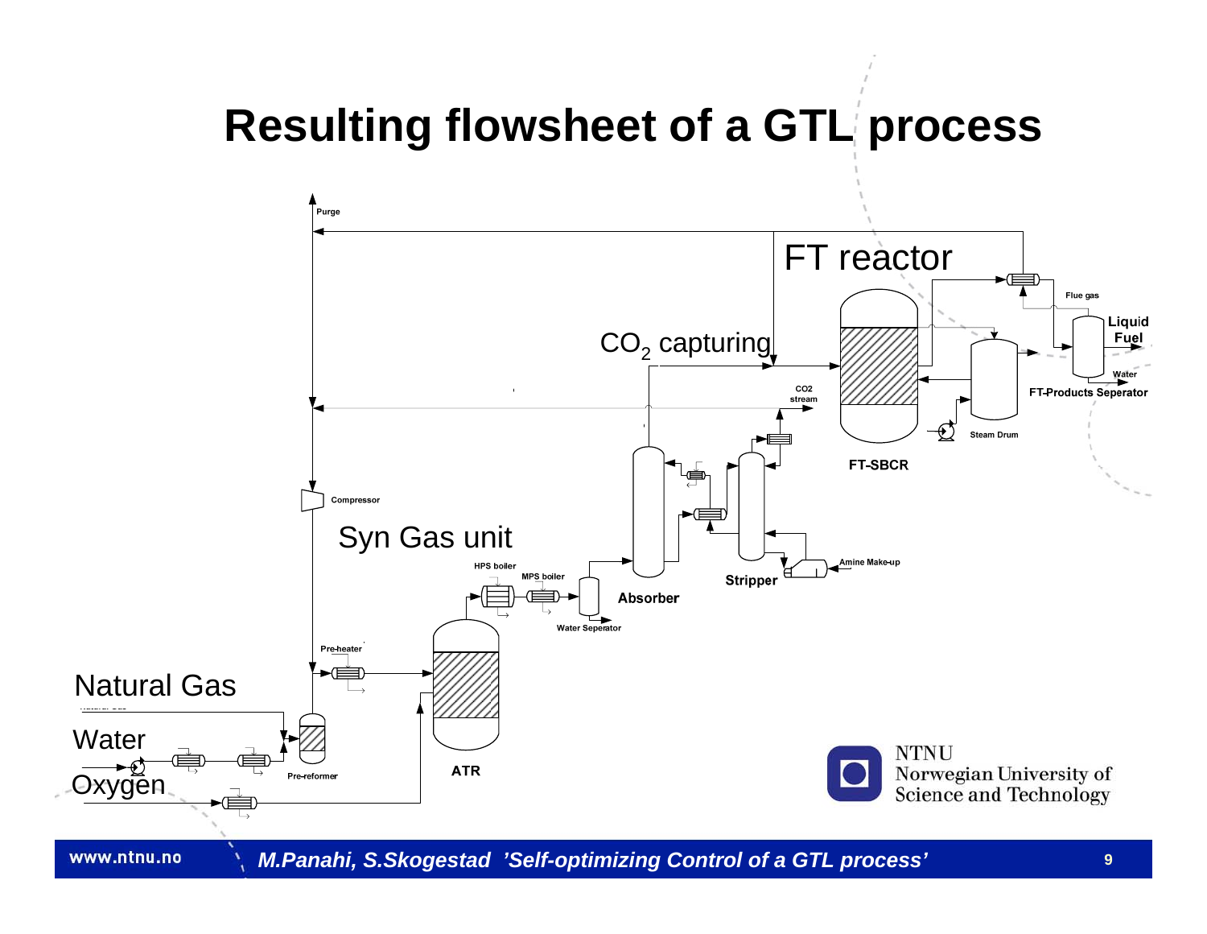# Resulting flowsheet of a GTL process

Purge

FT reactor

Flue gas

Liquid Fuel

$CO_2$ capturing

Water

CO2 stream

FT-Products Seperator

Steam Drum

FT-SBCR

Compressor

Syn Gas unit

Amine Make-up

HPS boiler

MPS boiler

Stripper

Absorber

Water Seperator

Pre-heater

Natural Gas

Water

Oxygen

Pre-reformer

ATR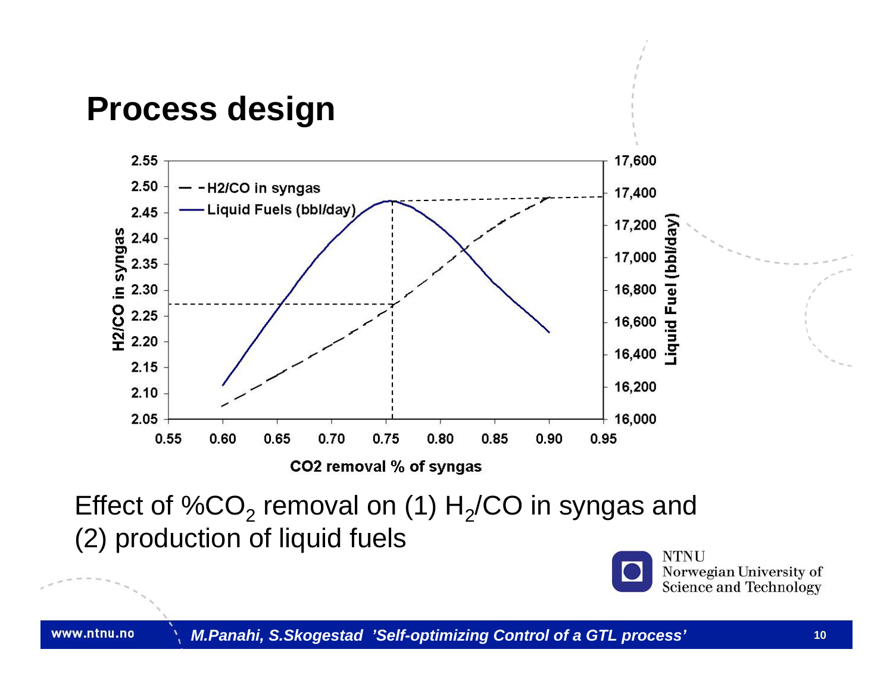# Process design

Effect of $\%CO_2$ removal on (1) $H_2/CO$ in syngas and (2) production of liquid fuels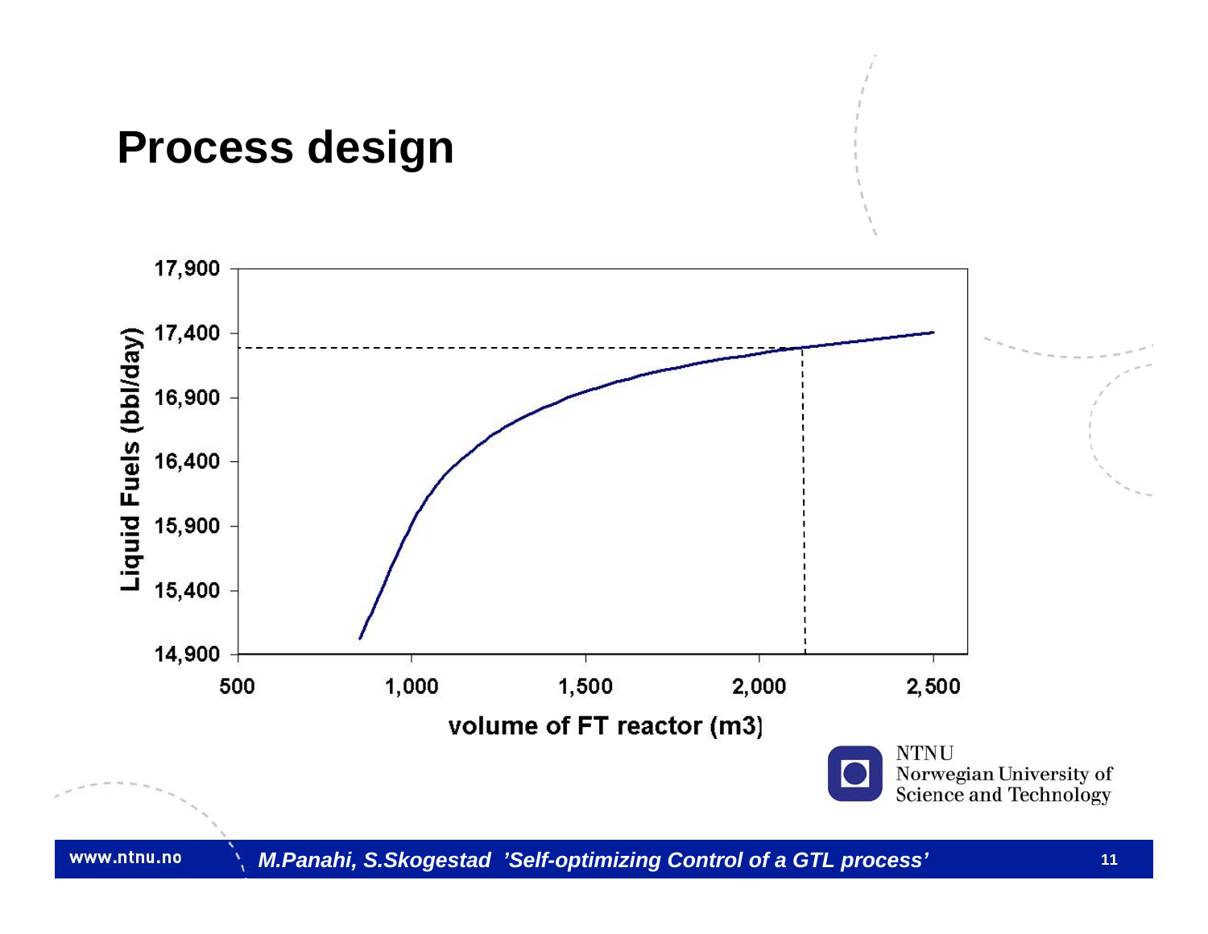# Process design

Liquid Fuels (bbl/day)

17,900
17,400
16,900
16,400
15,900
15,400
14,900

500 1,000 1,500 2,000 2,500

volume of FT reactor (m3)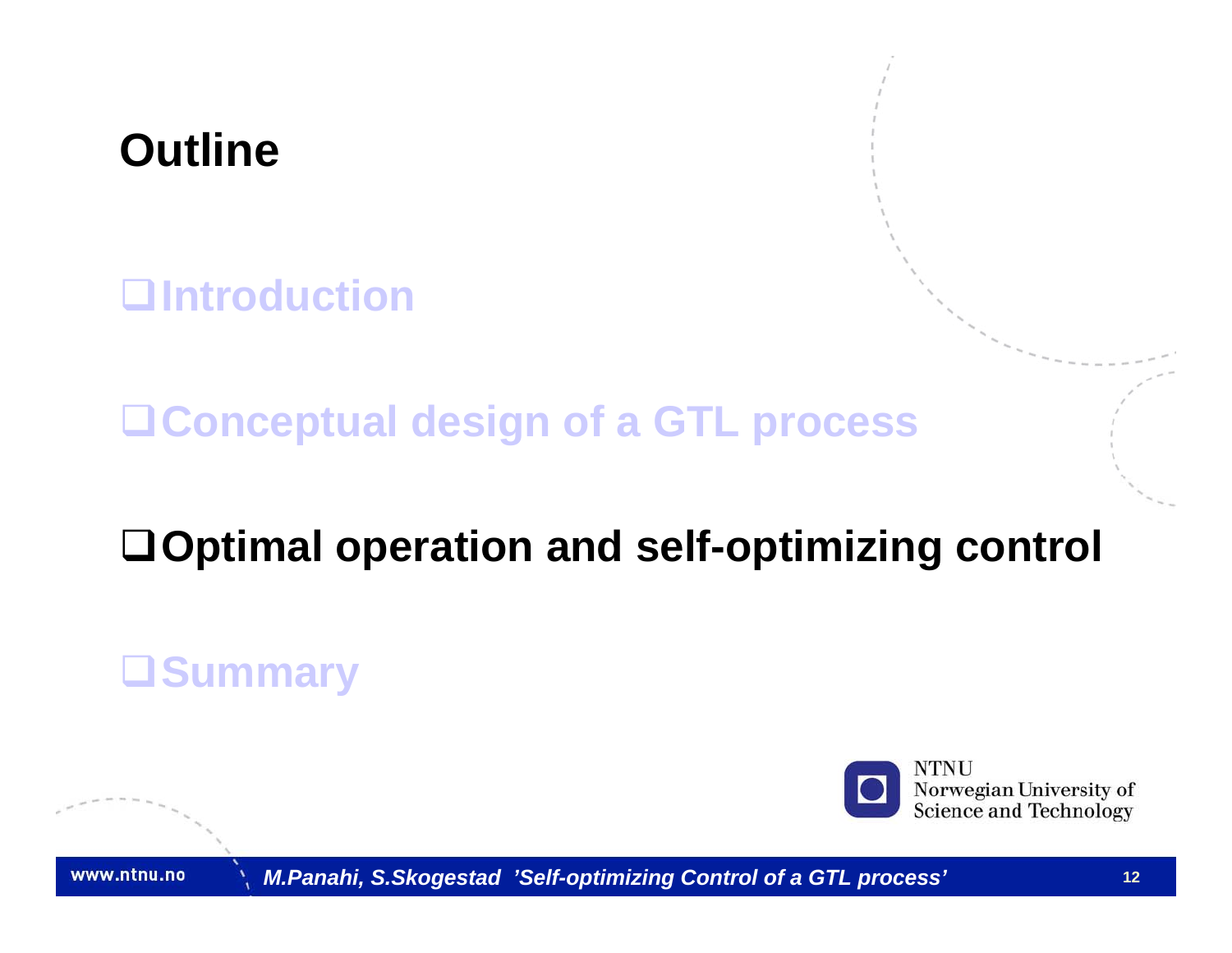# Outline

- Introduction
- Conceptual design of a GTL process
- **Optimal operation and self-optimizing control**
- Summary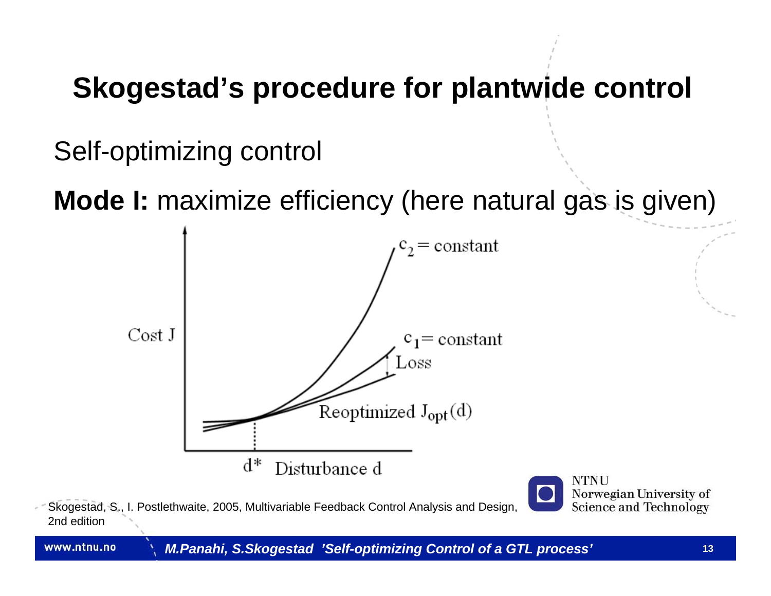# Skogestad's procedure for plantwide control

Self-optimizing control

**Mode I:** maximize efficiency (here natural gas is given)

$c_2 = \text{constant}$

Cost J

$c_1 = \text{constant}$

Loss

Reoptimized $J_{opt}(d)$

$d^*$ Disturbance d

Skogestad, S., I. Postlethwaite, 2005, Multivariable Feedback Control Analysis and Design, 2nd edition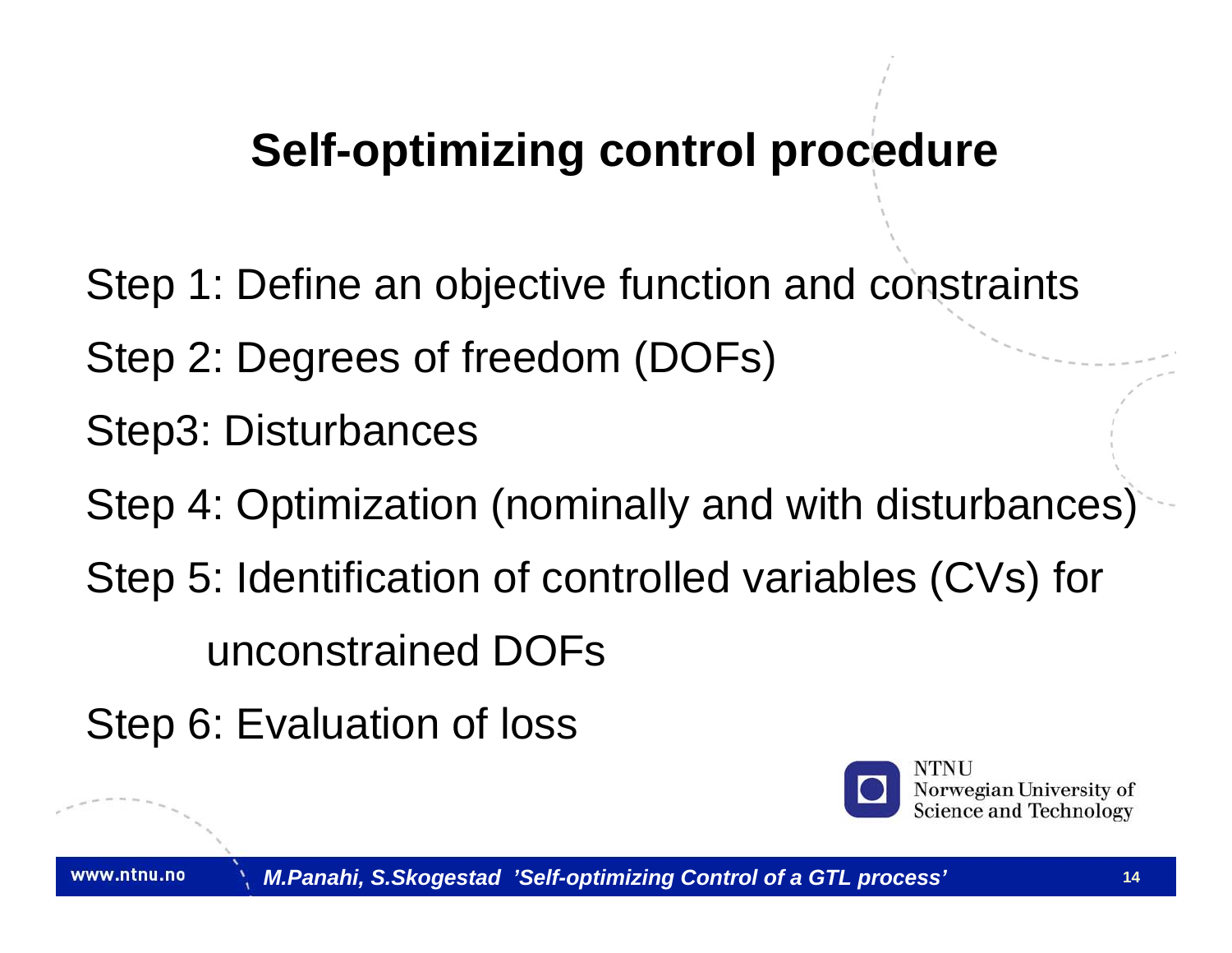# Self-optimizing control procedure

Step 1: Define an objective function and constraints

Step 2: Degrees of freedom (DOFs)

Step3: Disturbances

Step 4: Optimization (nominally and with disturbances)

Step 5: Identification of controlled variables (CVs) for unconstrained DOFs

Step 6: Evaluation of loss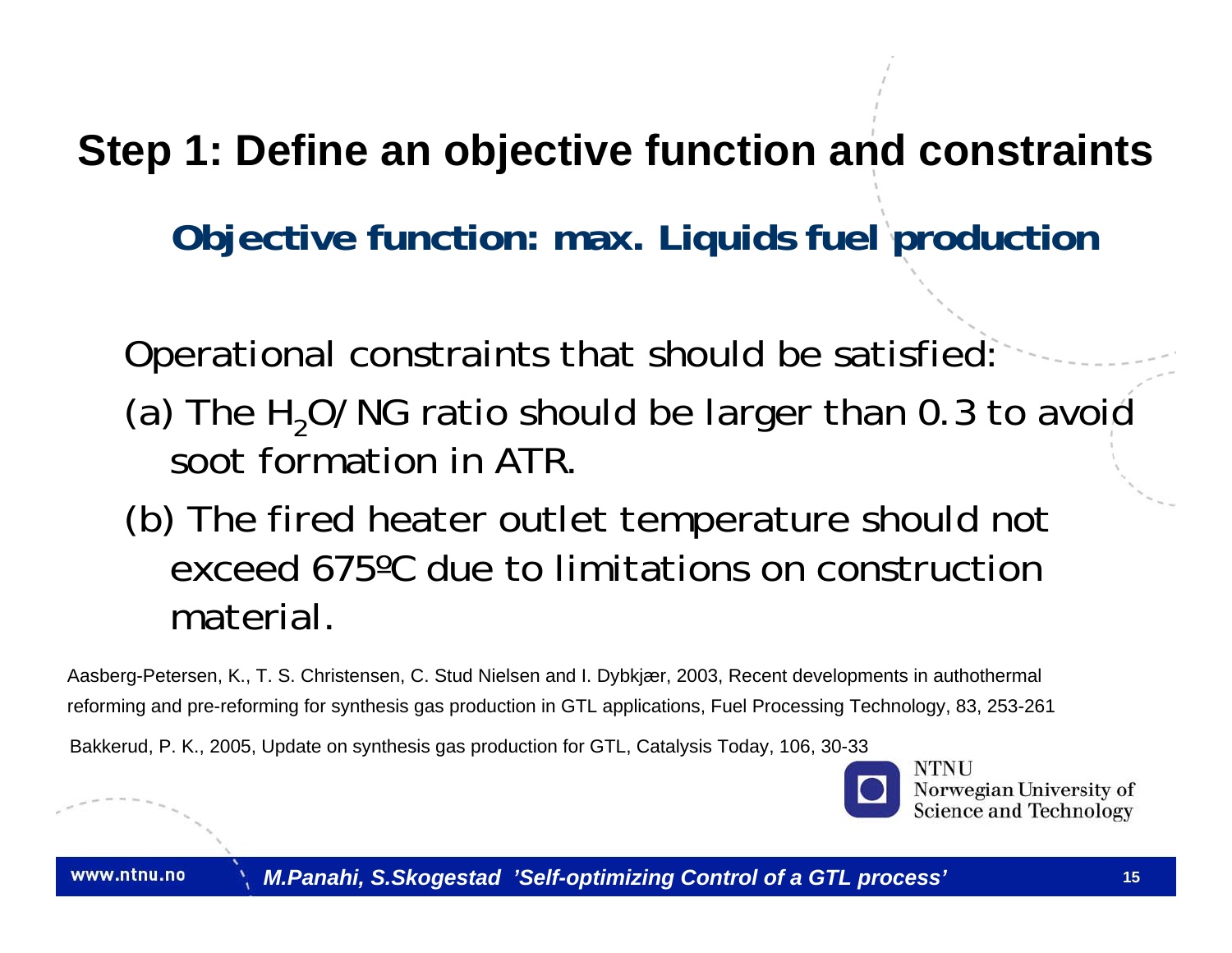# Step 1: Define an objective function and constraints

## Objective function: max. Liquids fuel production

Operational constraints that should be satisfied:

(a) The $H_2O$/NG ratio should be larger than 0.3 to avoid soot formation in ATR.

(b) The fired heater outlet temperature should not exceed 675ºC due to limitations on construction material.

Aasberg-Petersen, K., T. S. Christensen, C. Stud Nielsen and I. Dybkjær, 2003, Recent developments in authothermal reforming and pre-reforming for synthesis gas production in GTL applications, Fuel Processing Technology, 83, 253-261

Bakkerud, P. K., 2005, Update on synthesis gas production for GTL, Catalysis Today, 106, 30-33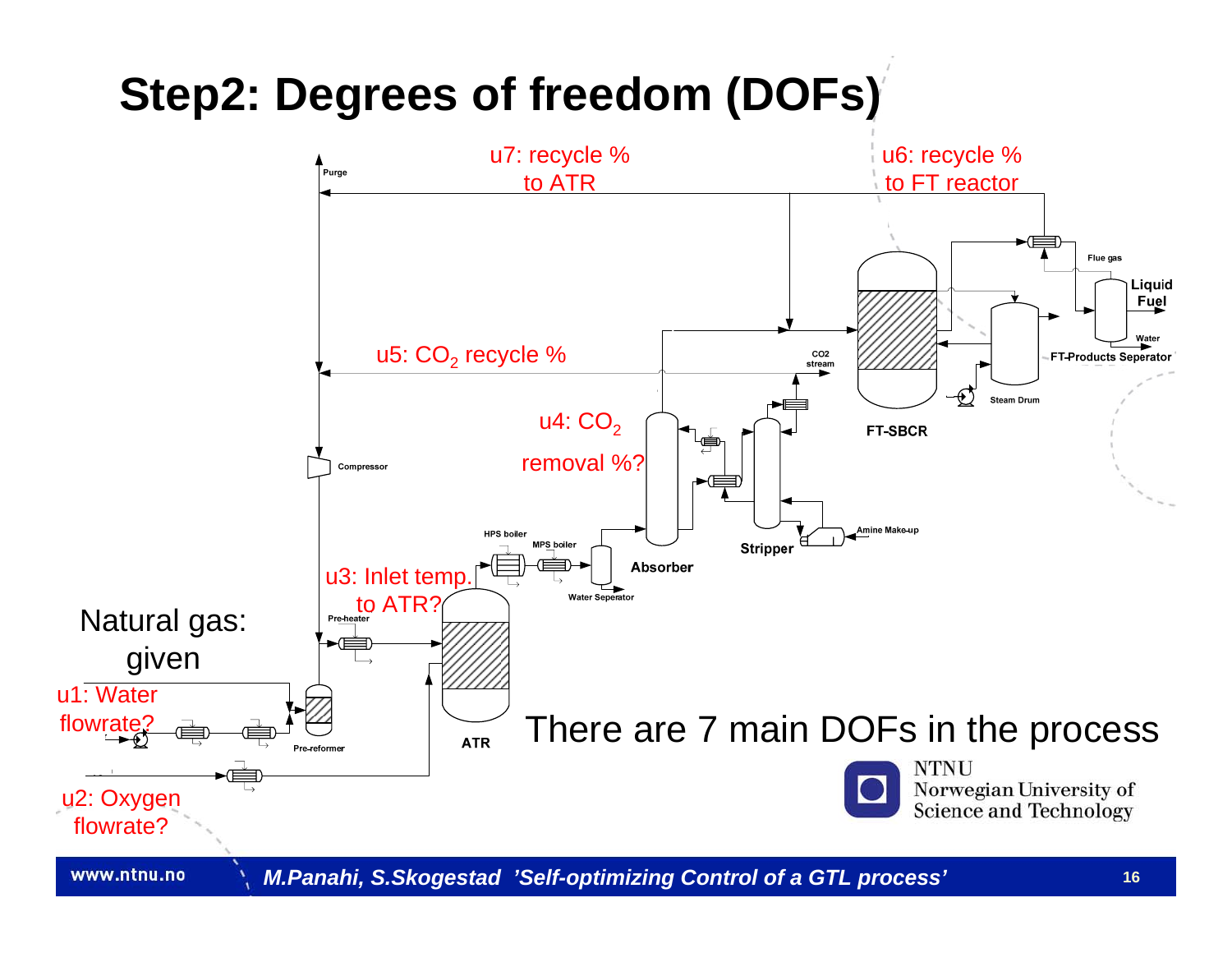# Step2: Degrees of freedom (DOFs)

u7: recycle % to ATR

u6: recycle % to FT reactor

Purge

Flue gas

Liquid Fuel

Water

FT-Products Seperator

u5: $CO_2$ recycle %

CO2 stream

Steam Drum

FT-SBCR

u4: $CO_2$ removal %?

Compressor

Amine Make-up

Stripper

HPS boiler

MPS boiler

Absorber

u3: Inlet temp. to ATR?

Water Seperator

Natural gas: given

Pre-heater

u1: Water flowrate?

Pre-reformer

ATR

There are 7 main DOFs in the process

u2: Oxygen flowrate?

NTNU Norwegian University of Science and Technology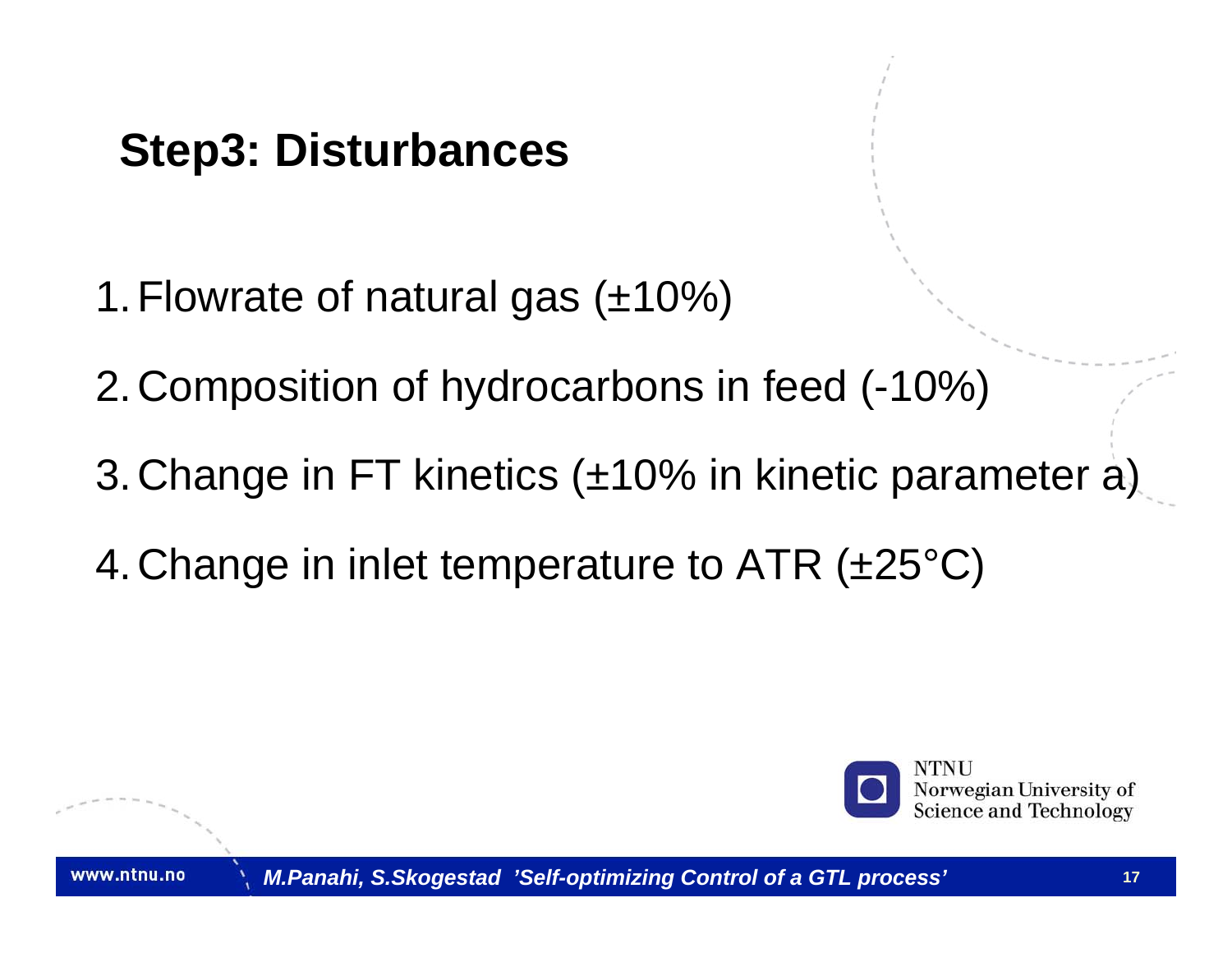## Step3: Disturbances

1. Flowrate of natural gas (±10%)
2. Composition of hydrocarbons in feed (-10%)
3. Change in FT kinetics (±10% in kinetic parameter a)
4. Change in inlet temperature to ATR (±25°C)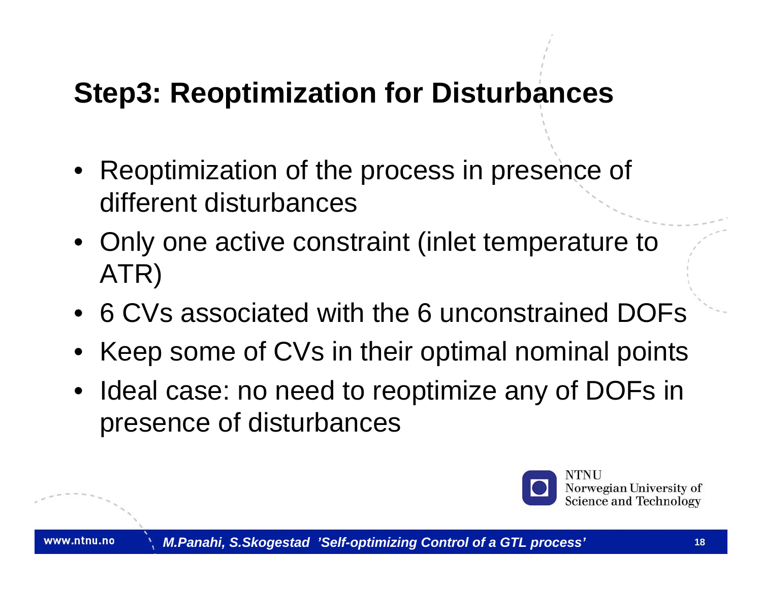## Step3: Reoptimization for Disturbances

- Reoptimization of the process in presence of different disturbances
- Only one active constraint (inlet temperature to ATR)
- 6 CVs associated with the 6 unconstrained DOFs
- Keep some of CVs in their optimal nominal points
- Ideal case: no need to reoptimize any of DOFs in presence of disturbances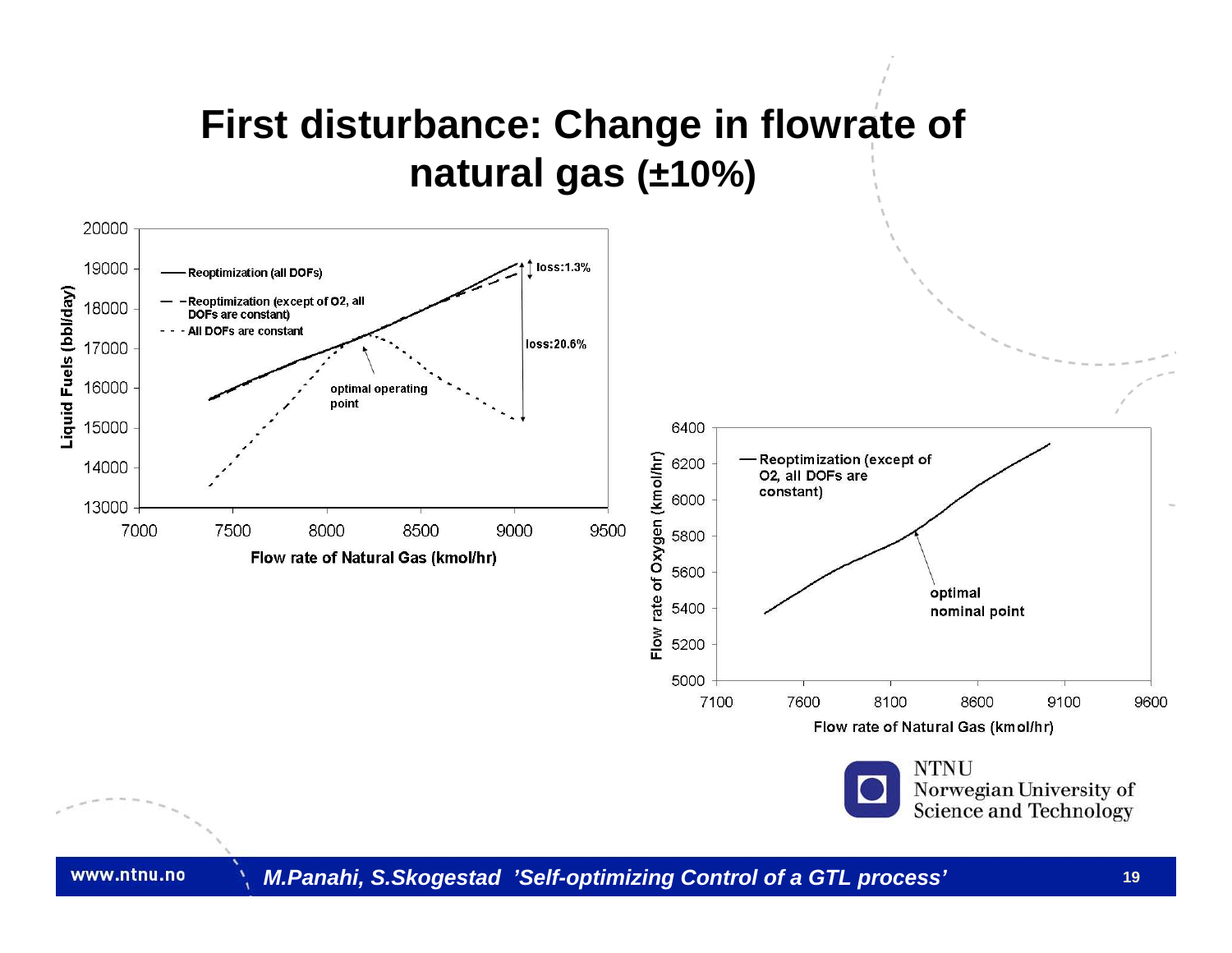# First disturbance: Change in flowrate of natural gas (±10%)

Liquid Fuels (bbl/day) vs. Flow rate of Natural Gas (kmol/hr)

- Reoptimization (all DOFs)
- Reoptimization (except of O2, all DOFs are constant)
- All DOFs are constant

optimal operating point

loss:1.3%

loss:20.6%

Flow rate of Oxygen (kmol/hr) vs. Flow rate of Natural Gas (kmol/hr)

- Reoptimization (except of O2, all DOFs are constant)

optimal nominal point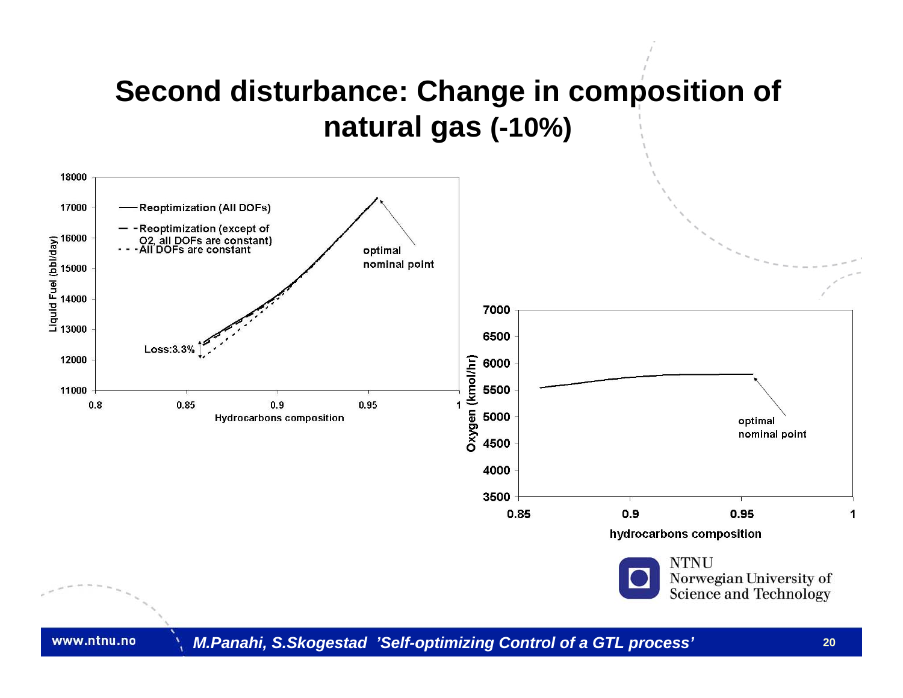# Second disturbance: Change in composition of natural gas (-10%)

Liquid Fuel (bbl/day) vs. Hydrocarbons composition

- Reoptimization (All DOFs)
- Reoptimization (except of O2, all DOFs are constant)
- All DOFs are constant

Loss:3.3%

optimal nominal point

Oxygen (kmol/hr) vs. hydrocarbons composition

optimal nominal point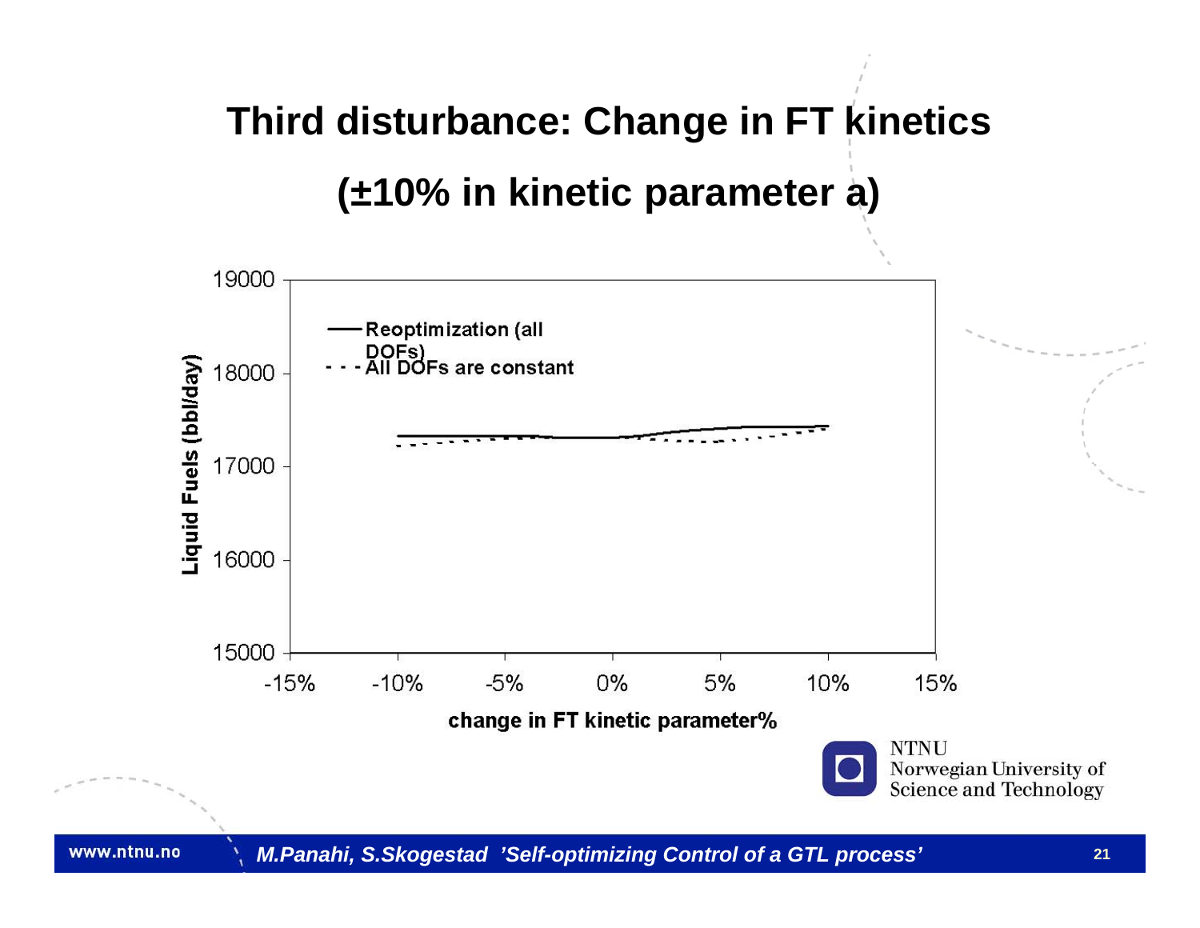# Third disturbance: Change in FT kinetics

## (±10% in kinetic parameter a)

Liquid Fuels (bbl/day)

19000

18000

17000

16000

15000

-15% -10% -5% 0% 5% 10% 15%

change in FT kinetic parameter%

— Reoptimization (all DOFs)

- - - All DOFs are constant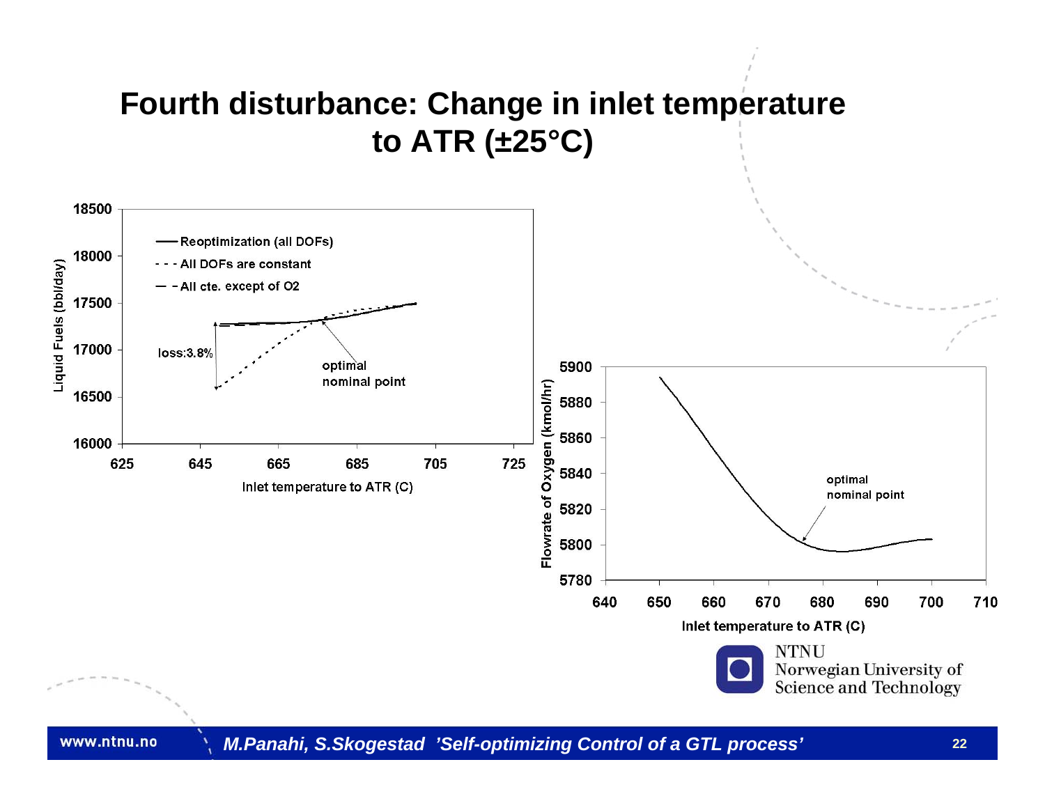# Fourth disturbance: Change in inlet temperature to ATR (±25°C)

Reoptimization (all DOFs)

All DOFs are constant

All cte. except of O2

loss:3.8%

optimal nominal point

Liquid Fuels (bbl/day)

Inlet temperature to ATR (C)

optimal nominal point

Flowrate of Oxygen (kmol/hr)

Inlet temperature to ATR (C)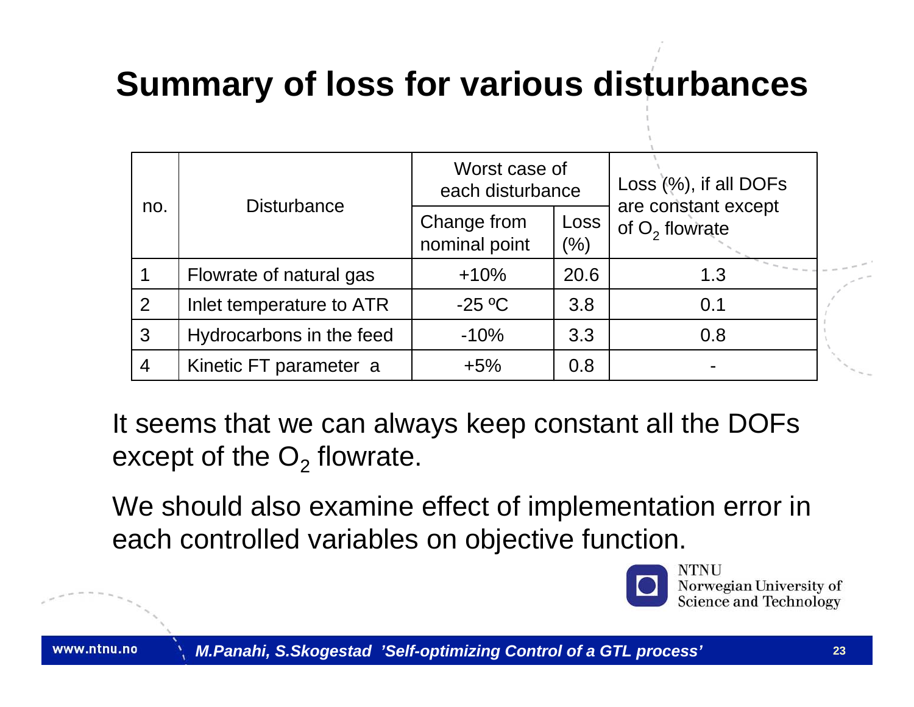# Summary of loss for various disturbances

| no. | Disturbance | Worst case of each disturbance | | Loss (%), if all DOFs are constant except of $O_2$ flowrate |
|---|---|---|---|---|
| | | Change from nominal point | Loss (%) | |
| 1 | Flowrate of natural gas | +10% | 20.6 | 1.3 |
| 2 | Inlet temperature to ATR | -25 ºC | 3.8 | 0.1 |
| 3 | Hydrocarbons in the feed | -10% | 3.3 | 0.8 |
| 4 | Kinetic FT parameter a | +5% | 0.8 | - |

It seems that we can always keep constant all the DOFs except of the $O_2$ flowrate.

We should also examine effect of implementation error in each controlled variables on objective function.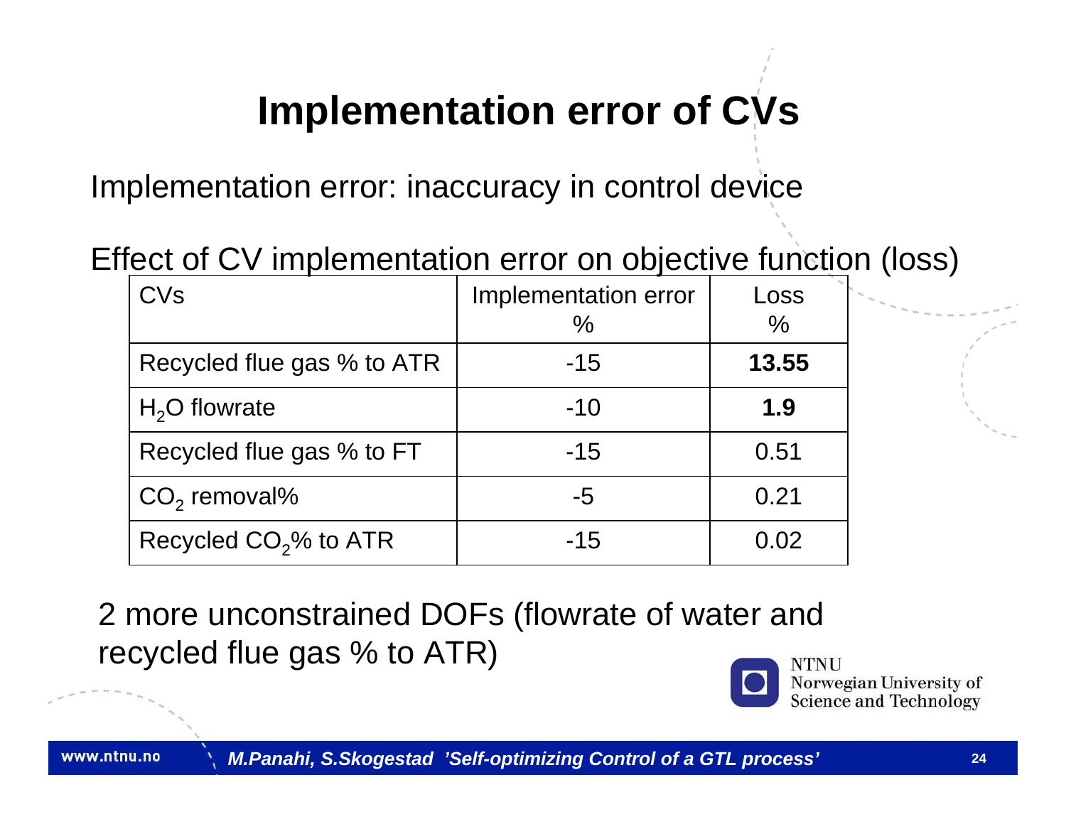# Implementation error of CVs

Implementation error: inaccuracy in control device

Effect of CV implementation error on objective function (loss)

| CVs | Implementation error % | Loss % |
|---|---|---|
| Recycled flue gas % to ATR | -15 | **13.55** |
| $H_2O$ flowrate | -10 | **1.9** |
| Recycled flue gas % to FT | -15 | 0.51 |
| $CO_2$ removal% | -5 | 0.21 |
| Recycled $CO_2$% to ATR | -15 | 0.02 |

2 more unconstrained DOFs (flowrate of water and recycled flue gas % to ATR)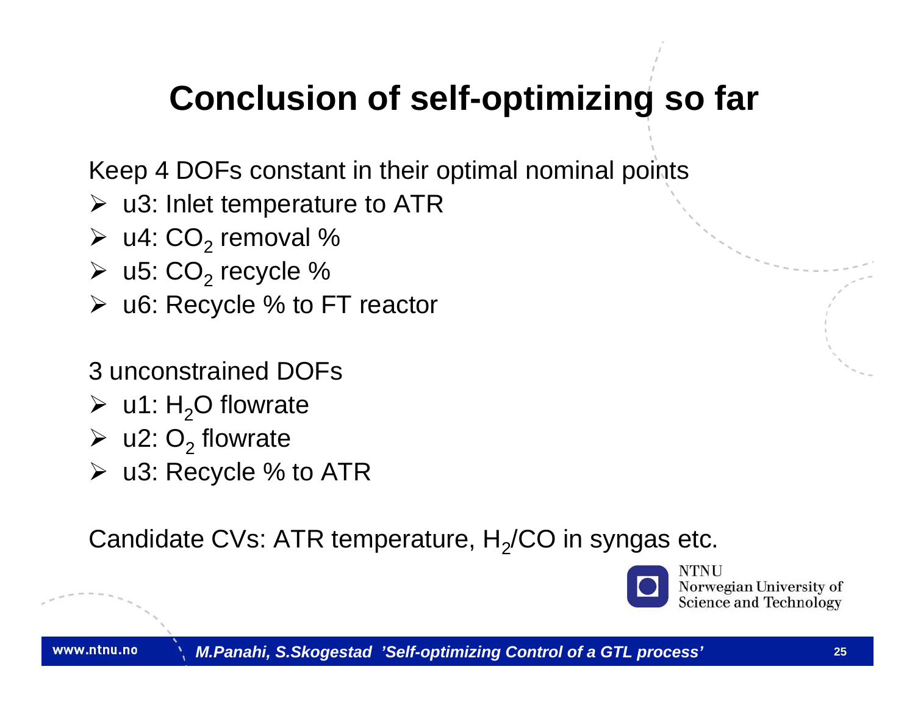# Conclusion of self-optimizing so far

Keep 4 DOFs constant in their optimal nominal points

- u3: Inlet temperature to ATR
- u4: $CO_2$ removal %
- u5: $CO_2$ recycle %
- u6: Recycle % to FT reactor

3 unconstrained DOFs

- u1: $H_2O$ flowrate
- u2: $O_2$ flowrate
- u3: Recycle % to ATR

Candidate CVs: ATR temperature, $H_2/CO$ in syngas etc.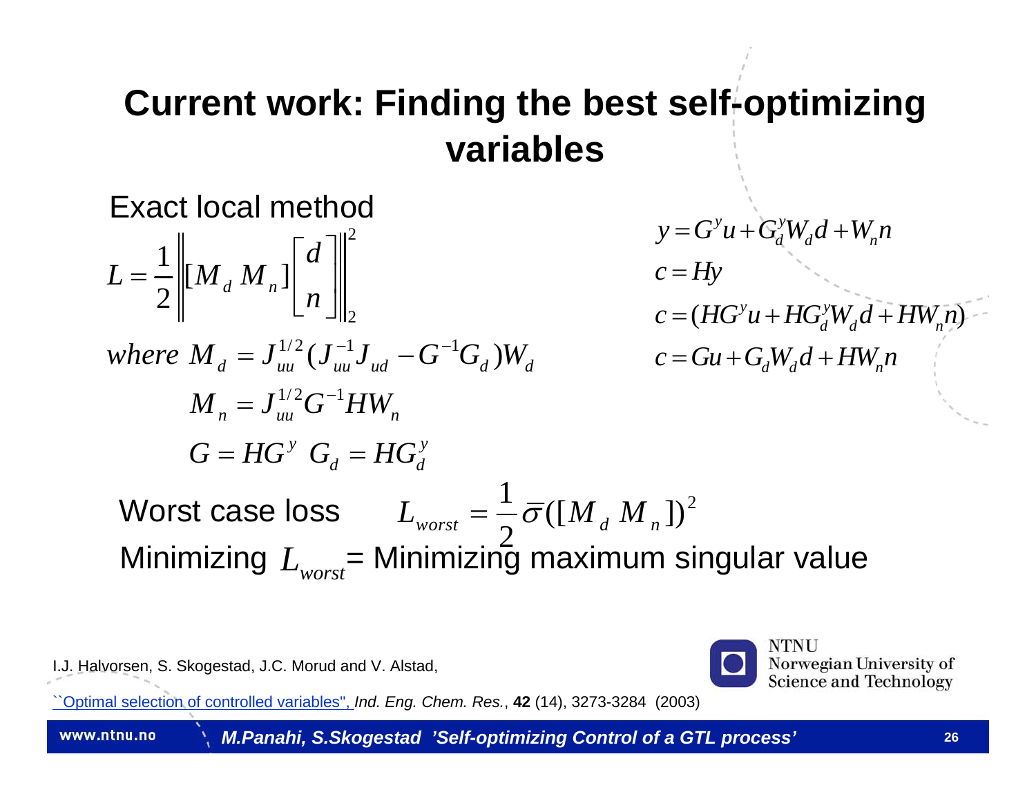# Current work: Finding the best self-optimizing variables

Exact local method

$$L = \frac{1}{2}\left\| [M_d \; M_n] \begin{bmatrix} d \\ n \end{bmatrix} \right\|_2^2$$

$$\text{where } M_d = J_{uu}^{1/2}(J_{uu}^{-1}J_{ud} - G^{-1}G_d)W_d$$

$$M_n = J_{uu}^{1/2}G^{-1}HW_n$$

$$G = HG^y \;\; G_d = HG_d^y$$

$$y = G^y u + G_d^y W_d d + W_n n$$

$$c = Hy$$

$$c = (HG^y u + HG_d^y W_d d + HW_n n)$$

$$c = Gu + G_d W_d d + HW_n n$$

Worst case loss $\quad L_{worst} = \frac{1}{2}\bar{\sigma}([M_d \; M_n])^2$

Minimizing $L_{worst}$ = Minimizing maximum singular value

I.J. Halvorsen, S. Skogestad, J.C. Morud and V. Alstad,

``Optimal selection of controlled variables'', *Ind. Eng. Chem. Res.*, **42** (14), 3273-3284 (2003)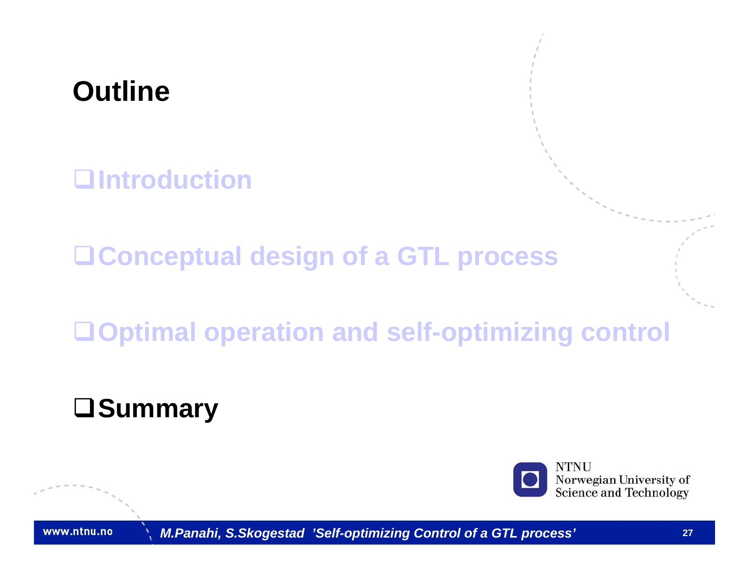# Outline

- Introduction
- Conceptual design of a GTL process
- Optimal operation and self-optimizing control
- **Summary**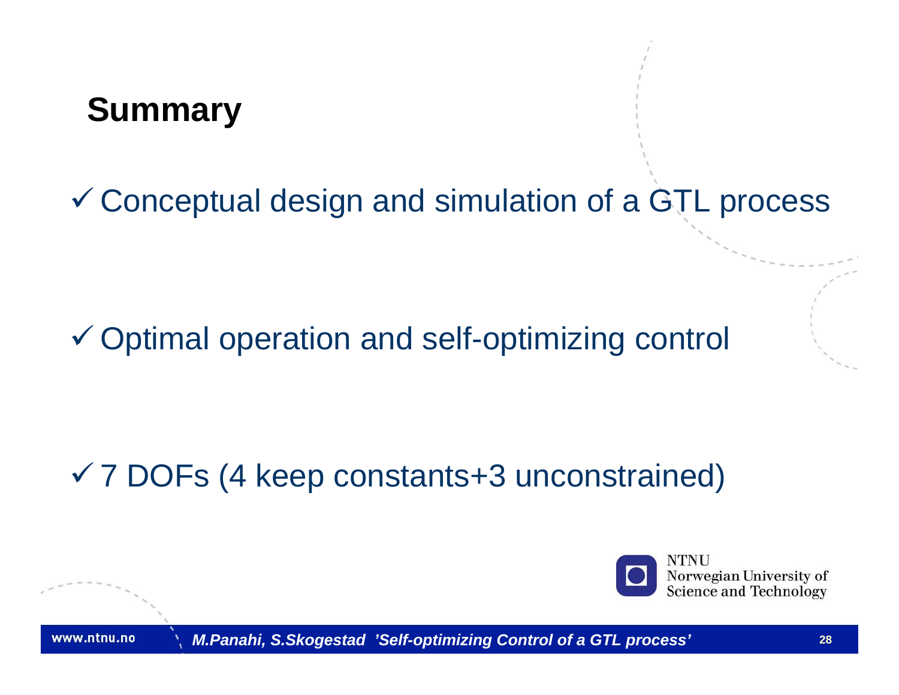# Summary

- ✓ Conceptual design and simulation of a GTL process

- ✓ Optimal operation and self-optimizing control

- ✓ 7 DOFs (4 keep constants+3 unconstrained)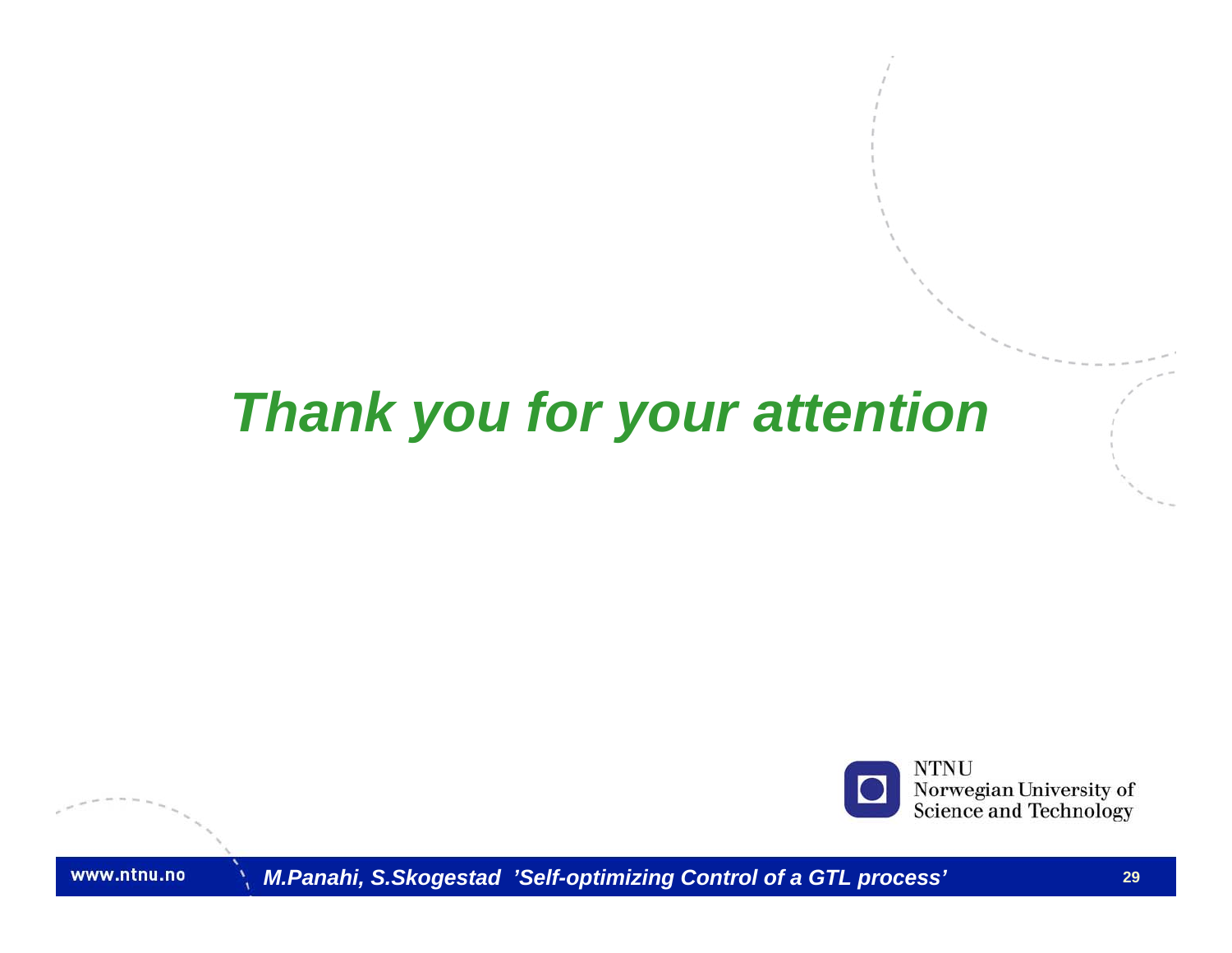# *Thank you for your attention*